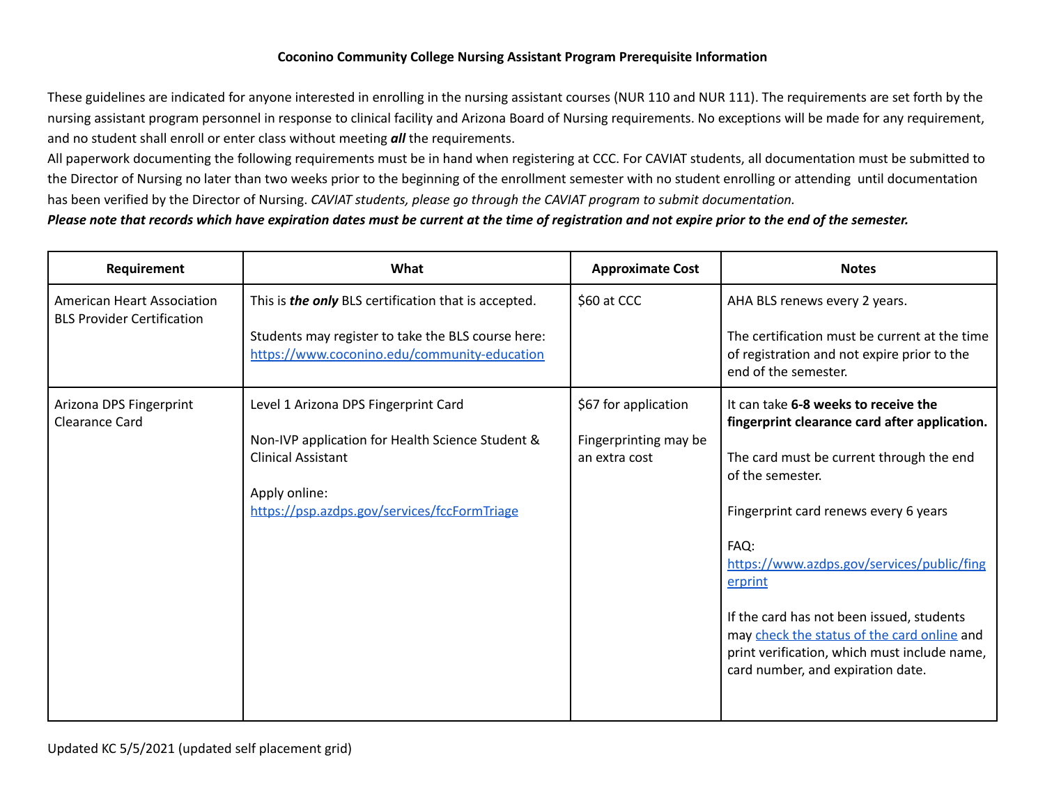# Coconino Community College Nursing Assistant Program Prerequisite Information

These guidelines are indicated for anyone interested in enrolling in the nursing assistant courses (NUR 110 and NUR 111). The requirements are set forth by the nursing assistant program personnel in response to clinical facility and Arizona Board of Nursing requirements. No exceptions will be made for any requirement, and no student shall enroll or enter class without meeting ***all*** the requirements.

All paperwork documenting the following requirements must be in hand when registering at CCC. For CAVIAT students, all documentation must be submitted to the Director of Nursing no later than two weeks prior to the beginning of the enrollment semester with no student enrolling or attending until documentation has been verified by the Director of Nursing. *CAVIAT students, please go through the CAVIAT program to submit documentation.*

***Please note that records which have expiration dates must be current at the time of registration and not expire prior to the end of the semester.***

| Requirement | What | Approximate Cost | Notes |
|---|---|---|---|
| American Heart Association BLS Provider Certification | This is ***the only*** BLS certification that is accepted.<br><br>Students may register to take the BLS course here: https://www.coconino.edu/community-education | $60 at CCC | AHA BLS renews every 2 years.<br><br>The certification must be current at the time of registration and not expire prior to the end of the semester. |
| Arizona DPS Fingerprint Clearance Card | Level 1 Arizona DPS Fingerprint Card<br><br>Non-IVP application for Health Science Student & Clinical Assistant<br><br>Apply online: https://psp.azdps.gov/services/fccFormTriage | $67 for application<br><br>Fingerprinting may be an extra cost | It can take **6-8 weeks to receive the fingerprint clearance card after application.**<br><br>The card must be current through the end of the semester.<br><br>Fingerprint card renews every 6 years<br><br>FAQ: https://www.azdps.gov/services/public/fingerprint<br><br>If the card has not been issued, students may check the status of the card online and print verification, which must include name, card number, and expiration date. |

Updated KC 5/5/2021 (updated self placement grid)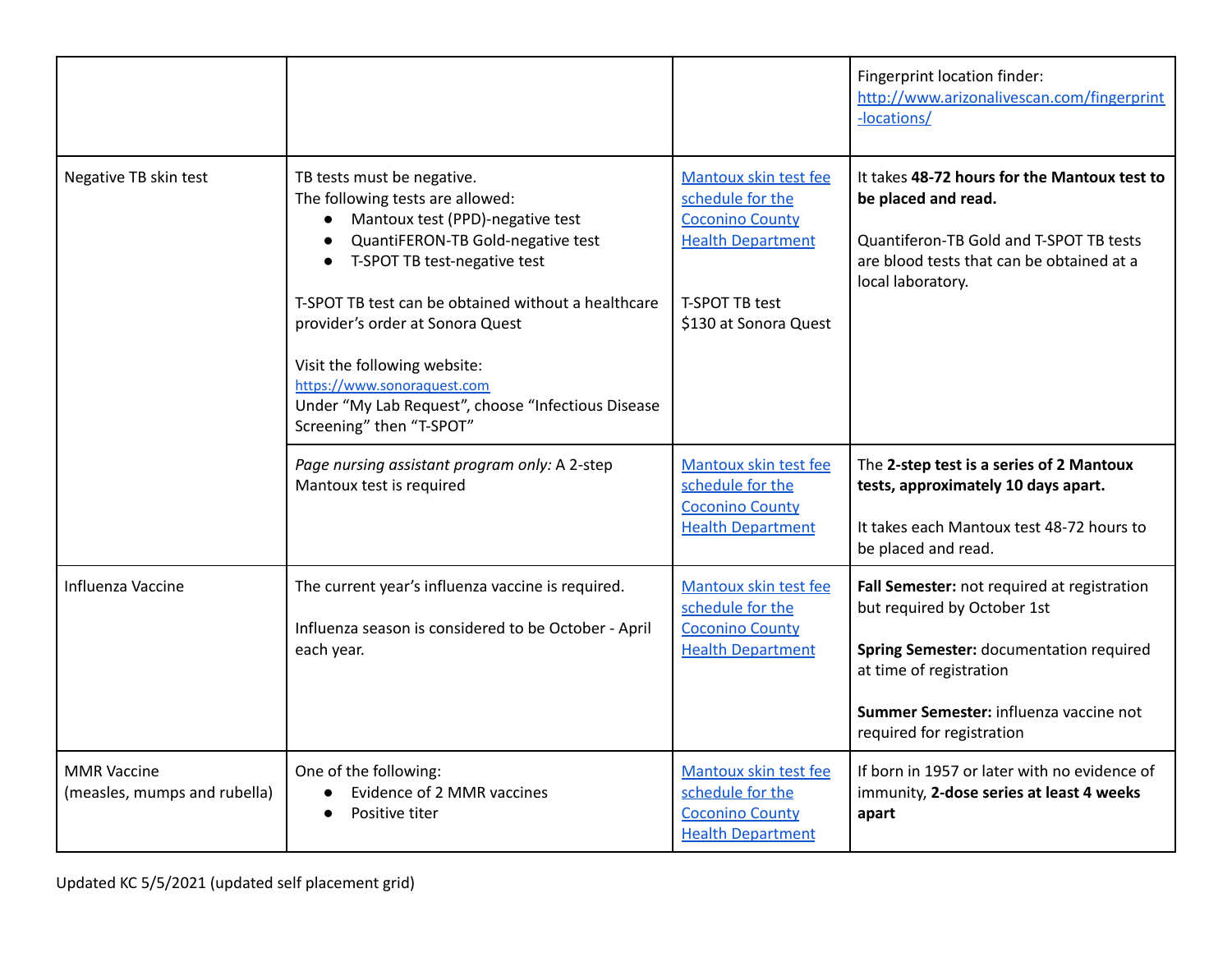| | | | |
|---|---|---|---|
| | | | Fingerprint location finder: [http://www.arizonalivescan.com/fingerprint-locations/](http://www.arizonalivescan.com/fingerprint-locations/) |
| Negative TB skin test | TB tests must be negative.<br>The following tests are allowed:<br>● Mantoux test (PPD)-negative test<br>● QuantiFERON-TB Gold-negative test<br>● T-SPOT TB test-negative test<br><br>T-SPOT TB test can be obtained without a healthcare provider's order at Sonora Quest<br><br>Visit the following website:<br>[https://www.sonoraquest.com](https://www.sonoraquest.com)<br>Under "My Lab Request", choose "Infectious Disease Screening" then "T-SPOT" | Mantoux skin test fee schedule for the Coconino County Health Department<br><br>T-SPOT TB test<br>$130 at Sonora Quest | It takes **48-72 hours for the Mantoux test to be placed and read.**<br><br>Quantiferon-TB Gold and T-SPOT TB tests are blood tests that can be obtained at a local laboratory. |
| | *Page nursing assistant program only:* A 2-step Mantoux test is required | Mantoux skin test fee schedule for the Coconino County Health Department | The **2-step test is a series of 2 Mantoux tests, approximately 10 days apart.**<br><br>It takes each Mantoux test 48-72 hours to be placed and read. |
| Influenza Vaccine | The current year's influenza vaccine is required.<br><br>Influenza season is considered to be October - April each year. | Mantoux skin test fee schedule for the Coconino County Health Department | **Fall Semester:** not required at registration but required by October 1st<br><br>**Spring Semester:** documentation required at time of registration<br><br>**Summer Semester:** influenza vaccine not required for registration |
| MMR Vaccine (measles, mumps and rubella) | One of the following:<br>● Evidence of 2 MMR vaccines<br>● Positive titer | Mantoux skin test fee schedule for the Coconino County Health Department | If born in 1957 or later with no evidence of immunity, **2-dose series at least 4 weeks apart** |

Updated KC 5/5/2021 (updated self placement grid)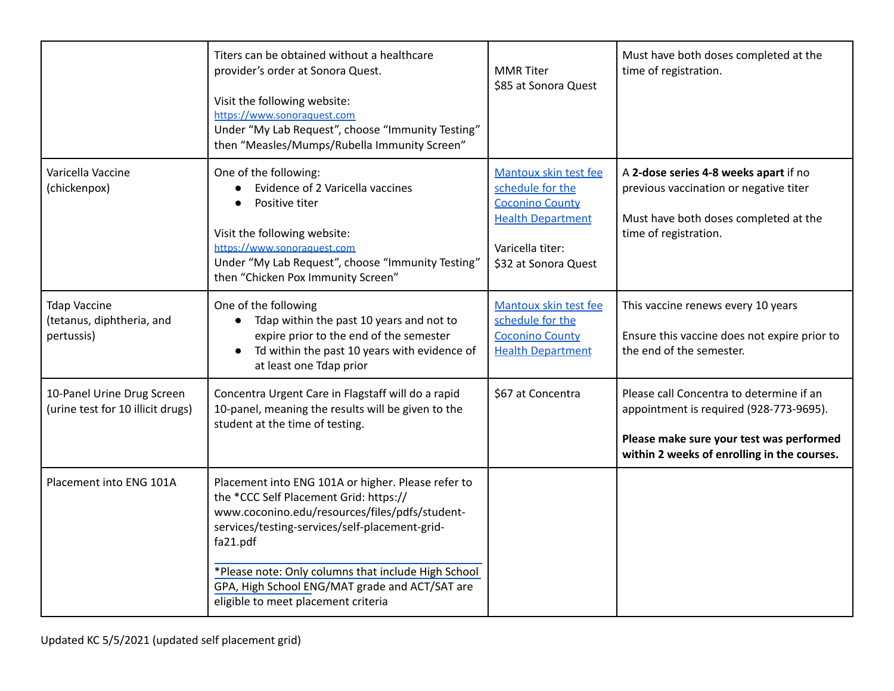| | | | |
|---|---|---|---|
| | Titers can be obtained without a healthcare provider's order at Sonora Quest.<br><br>Visit the following website: https://www.sonoraquest.com<br>Under "My Lab Request", choose "Immunity Testing" then "Measles/Mumps/Rubella Immunity Screen" | MMR Titer<br>$85 at Sonora Quest | Must have both doses completed at the time of registration. |
| Varicella Vaccine (chickenpox) | One of the following:<br>● Evidence of 2 Varicella vaccines<br>● Positive titer<br><br>Visit the following website: https://www.sonoraquest.com<br>Under "My Lab Request", choose "Immunity Testing" then "Chicken Pox Immunity Screen" | Mantoux skin test fee schedule for the Coconino County Health Department<br><br>Varicella titer:<br>$32 at Sonora Quest | A **2-dose series 4-8 weeks apart** if no previous vaccination or negative titer<br><br>Must have both doses completed at the time of registration. |
| Tdap Vaccine (tetanus, diphtheria, and pertussis) | One of the following<br>● Tdap within the past 10 years and not to expire prior to the end of the semester<br>● Td within the past 10 years with evidence of at least one Tdap prior | Mantoux skin test fee schedule for the Coconino County Health Department | This vaccine renews every 10 years<br><br>Ensure this vaccine does not expire prior to the end of the semester. |
| 10-Panel Urine Drug Screen (urine test for 10 illicit drugs) | Concentra Urgent Care in Flagstaff will do a rapid 10-panel, meaning the results will be given to the student at the time of testing. | $67 at Concentra | Please call Concentra to determine if an appointment is required (928-773-9695).<br><br>**Please make sure your test was performed within 2 weeks of enrolling in the courses.** |
| Placement into ENG 101A | Placement into ENG 101A or higher. Please refer to the *CCC Self Placement Grid: https://www.coconino.edu/resources/files/pdfs/student-services/testing-services/self-placement-grid-fa21.pdf<br><br>*Please note: Only columns that include High School GPA, High School ENG/MAT grade and ACT/SAT are eligible to meet placement criteria | | |

Updated KC 5/5/2021 (updated self placement grid)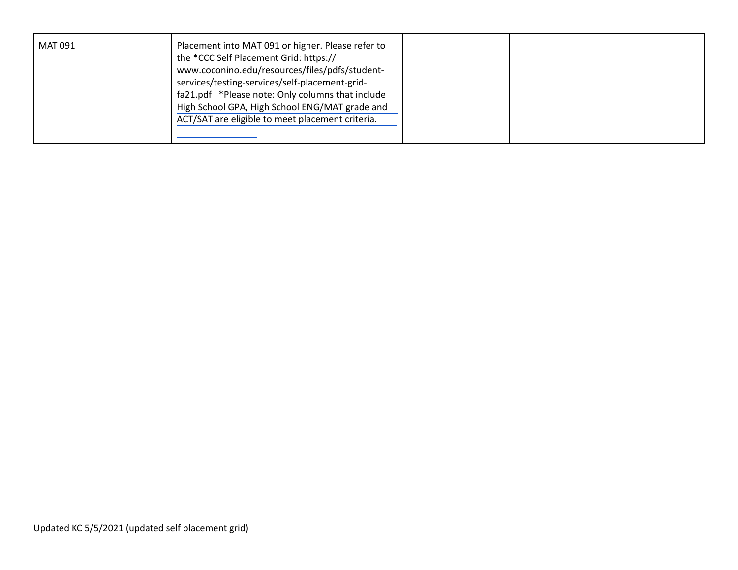| | | | |
|---|---|---|---|
| MAT 091 | Placement into MAT 091 or higher. Please refer to the *CCC Self Placement Grid: https://www.coconino.edu/resources/files/pdfs/student-services/testing-services/self-placement-grid-fa21.pdf *Please note: Only columns that include High School GPA, High School ENG/MAT grade and ACT/SAT are eligible to meet placement criteria. | | |

Updated KC 5/5/2021 (updated self placement grid)